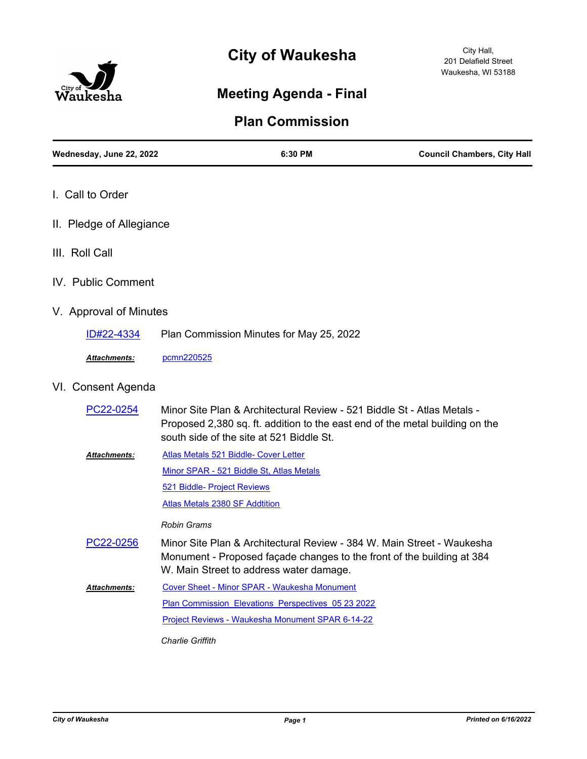# City of Waukesha

City Hall,
201 Delafield Street
Waukesha, WI 53188

## Meeting Agenda - Final

## Plan Commission

**Wednesday, June 22, 2022** | **6:30 PM** | **Council Chambers, City Hall**

I. Call to Order

II. Pledge of Allegiance

III. Roll Call

IV. Public Comment

V. Approval of Minutes

ID#22-4334 Plan Commission Minutes for May 25, 2022

***Attachments:*** pcmn220525

VI. Consent Agenda

PC22-0254 Minor Site Plan & Architectural Review - 521 Biddle St - Atlas Metals - Proposed 2,380 sq. ft. addition to the east end of the metal building on the south side of the site at 521 Biddle St.

***Attachments:*** Atlas Metals 521 Biddle- Cover Letter
Minor SPAR - 521 Biddle St, Atlas Metals
521 Biddle- Project Reviews
Atlas Metals 2380 SF Addtition

*Robin Grams*

PC22-0256 Minor Site Plan & Architectural Review - 384 W. Main Street - Waukesha Monument - Proposed façade changes to the front of the building at 384 W. Main Street to address water damage.

***Attachments:*** Cover Sheet - Minor SPAR - Waukesha Monument
Plan Commission Elevations Perspectives 05 23 2022
Project Reviews - Waukesha Monument SPAR 6-14-22

*Charlie Griffith*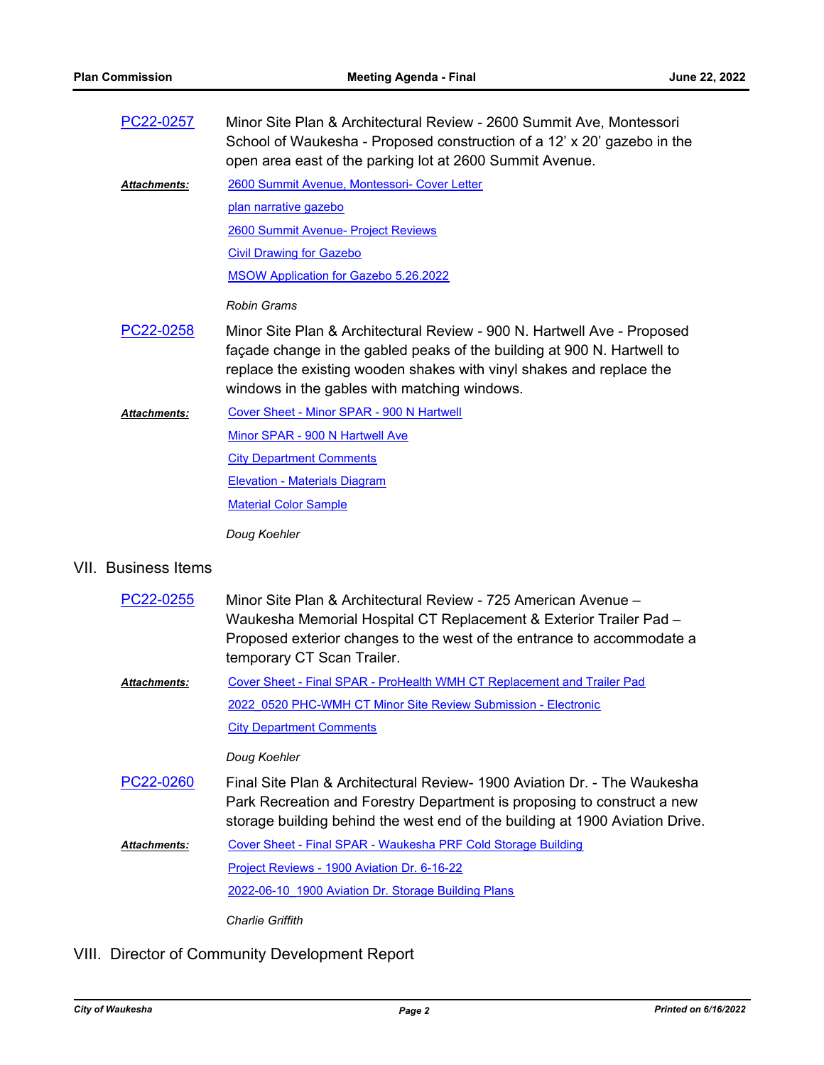**PC22-0257** Minor Site Plan & Architectural Review - 2600 Summit Ave, Montessori School of Waukesha - Proposed construction of a 12' x 20' gazebo in the open area east of the parking lot at 2600 Summit Avenue.

***Attachments:*** 2600 Summit Avenue, Montessori- Cover Letter
plan narrative gazebo
2600 Summit Avenue- Project Reviews
Civil Drawing for Gazebo
MSOW Application for Gazebo 5.26.2022

*Robin Grams*

**PC22-0258** Minor Site Plan & Architectural Review - 900 N. Hartwell Ave - Proposed façade change in the gabled peaks of the building at 900 N. Hartwell to replace the existing wooden shakes with vinyl shakes and replace the windows in the gables with matching windows.

***Attachments:*** Cover Sheet - Minor SPAR - 900 N Hartwell
Minor SPAR - 900 N Hartwell Ave
City Department Comments
Elevation - Materials Diagram
Material Color Sample

*Doug Koehler*

## VII. Business Items

**PC22-0255** Minor Site Plan & Architectural Review - 725 American Avenue – Waukesha Memorial Hospital CT Replacement & Exterior Trailer Pad – Proposed exterior changes to the west of the entrance to accommodate a temporary CT Scan Trailer.

***Attachments:*** Cover Sheet - Final SPAR - ProHealth WMH CT Replacement and Trailer Pad
2022_0520 PHC-WMH CT Minor Site Review Submission - Electronic
City Department Comments

*Doug Koehler*

**PC22-0260** Final Site Plan & Architectural Review- 1900 Aviation Dr. - The Waukesha Park Recreation and Forestry Department is proposing to construct a new storage building behind the west end of the building at 1900 Aviation Drive.

***Attachments:*** Cover Sheet - Final SPAR - Waukesha PRF Cold Storage Building
Project Reviews - 1900 Aviation Dr. 6-16-22
2022-06-10_1900 Aviation Dr. Storage Building Plans

*Charlie Griffith*

## VIII. Director of Community Development Report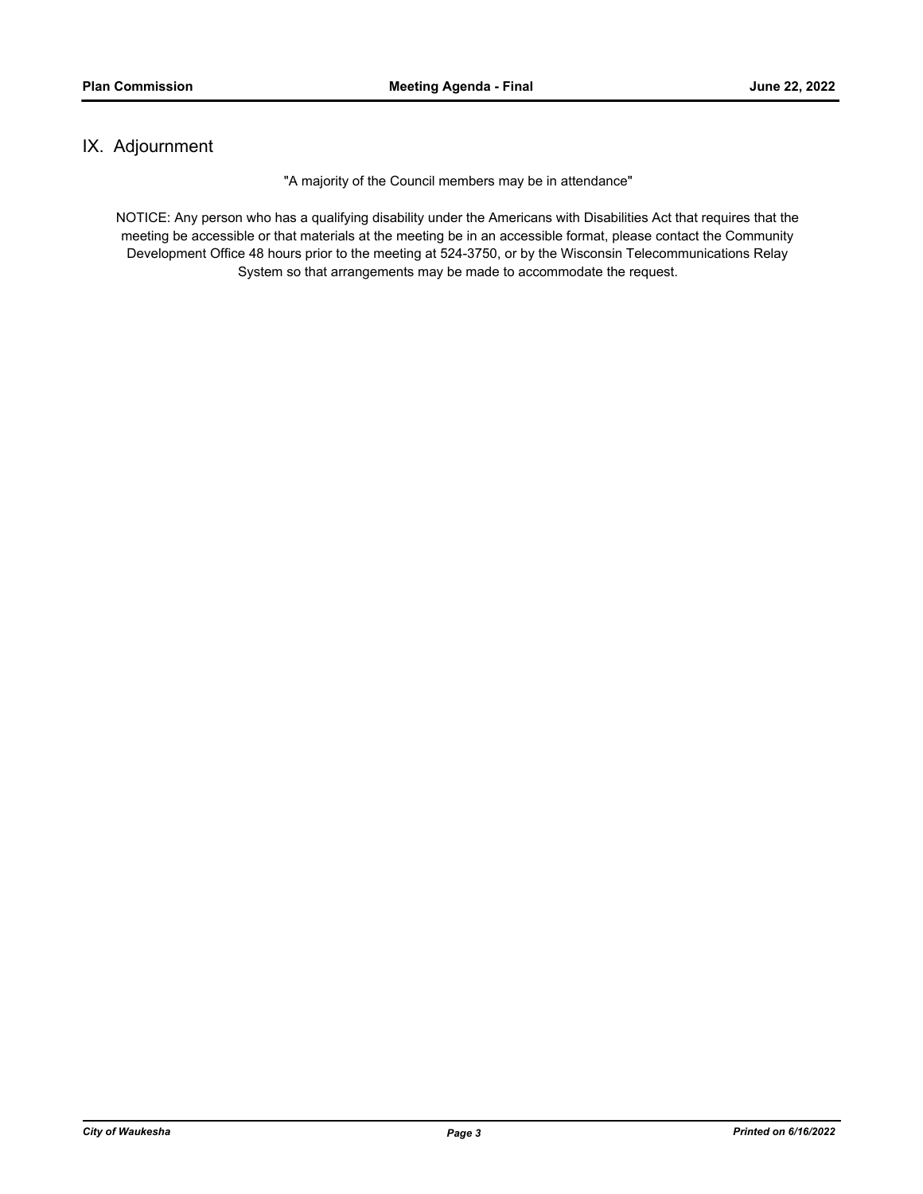## IX. Adjournment

"A majority of the Council members may be in attendance"

NOTICE: Any person who has a qualifying disability under the Americans with Disabilities Act that requires that the meeting be accessible or that materials at the meeting be in an accessible format, please contact the Community Development Office 48 hours prior to the meeting at 524-3750, or by the Wisconsin Telecommunications Relay System so that arrangements may be made to accommodate the request.